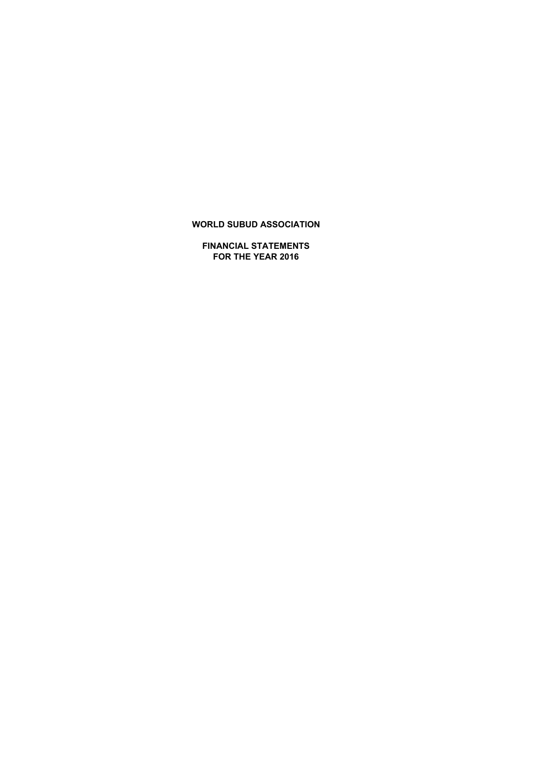# WORLD SUBUD ASSOCIATION

## FINANCIAL STATEMENTS
## FOR THE YEAR 2016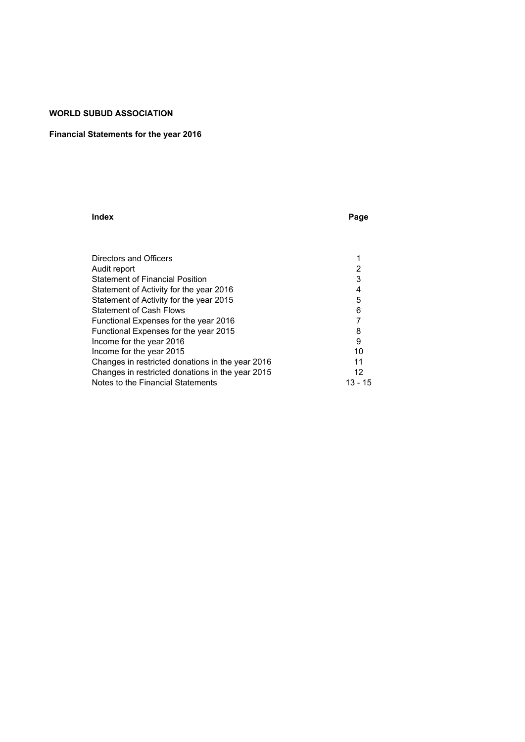**WORLD SUBUD ASSOCIATION**

**Financial Statements for the year 2016**

| **Index** | **Page** |
|---|---|
| Directors and Officers | 1 |
| Audit report | 2 |
| Statement of Financial Position | 3 |
| Statement of Activity for the year 2016 | 4 |
| Statement of Activity for the year 2015 | 5 |
| Statement of Cash Flows | 6 |
| Functional Expenses for the year 2016 | 7 |
| Functional Expenses for the year 2015 | 8 |
| Income for the year 2016 | 9 |
| Income for the year 2015 | 10 |
| Changes in restricted donations in the year 2016 | 11 |
| Changes in restricted donations in the year 2015 | 12 |
| Notes to the Financial Statements | 13 - 15 |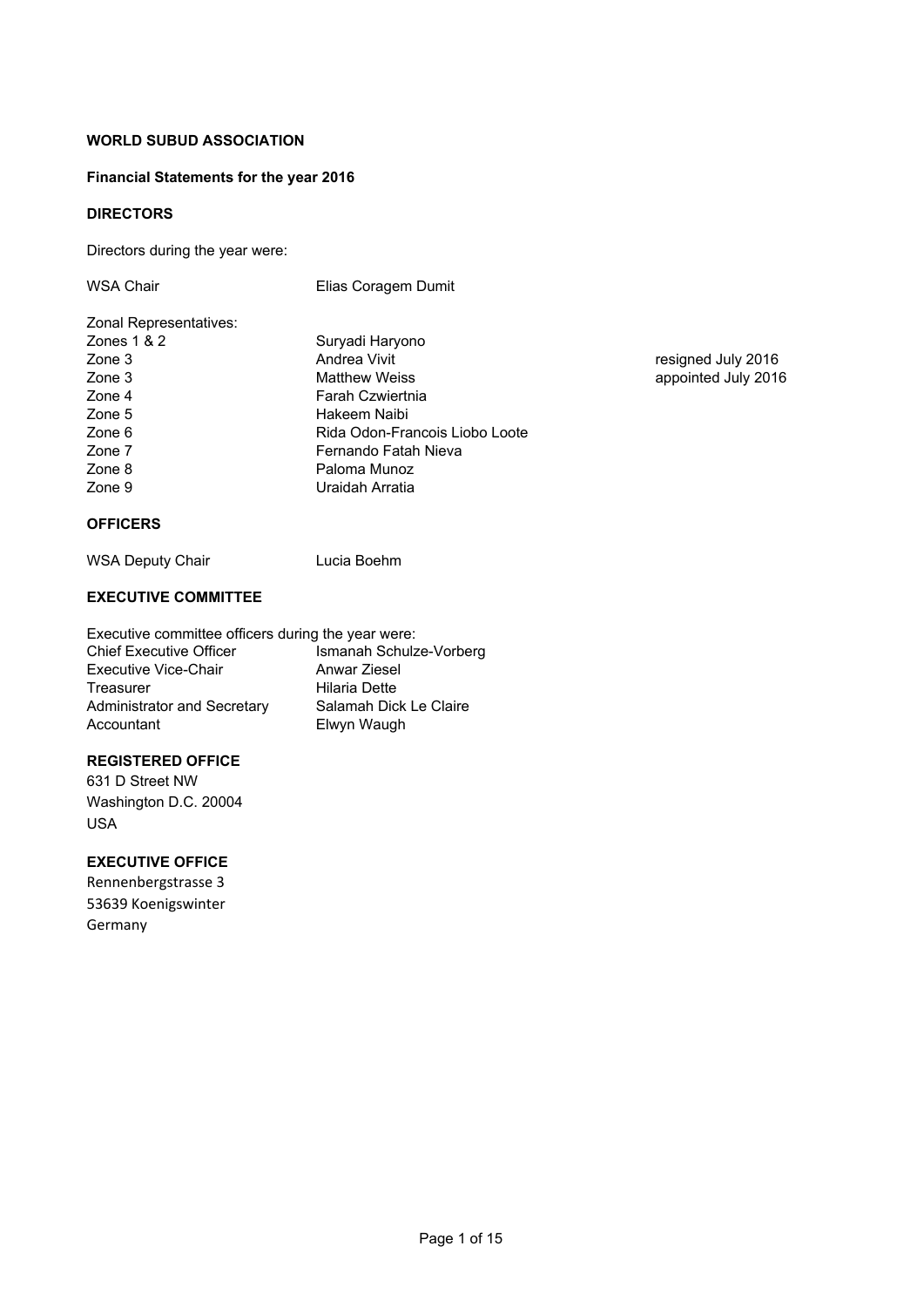# WORLD SUBUD ASSOCIATION

## Financial Statements for the year 2016

### DIRECTORS

Directors during the year were:

| | | |
|---|---|---|
| WSA Chair | Elias Coragem Dumit | |
| Zonal Representatives: | | |
| Zones 1 & 2 | Suryadi Haryono | |
| Zone 3 | Andrea Vivit | resigned July 2016 |
| Zone 3 | Matthew Weiss | appointed July 2016 |
| Zone 4 | Farah Czwiertnia | |
| Zone 5 | Hakeem Naibi | |
| Zone 6 | Rida Odon-Francois Liobo Loote | |
| Zone 7 | Fernando Fatah Nieva | |
| Zone 8 | Paloma Munoz | |
| Zone 9 | Uraidah Arratia | |

### OFFICERS

| | |
|---|---|
| WSA Deputy Chair | Lucia Boehm |

### EXECUTIVE COMMITTEE

Executive committee officers during the year were:

| | |
|---|---|
| Chief Executive Officer | Ismanah Schulze-Vorberg |
| Executive Vice-Chair | Anwar Ziesel |
| Treasurer | Hilaria Dette |
| Administrator and Secretary | Salamah Dick Le Claire |
| Accountant | Elwyn Waugh |

### REGISTERED OFFICE

631 D Street NW
Washington D.C. 20004
USA

### EXECUTIVE OFFICE

Rennenbergstrasse 3
53639 Koenigswinter
Germany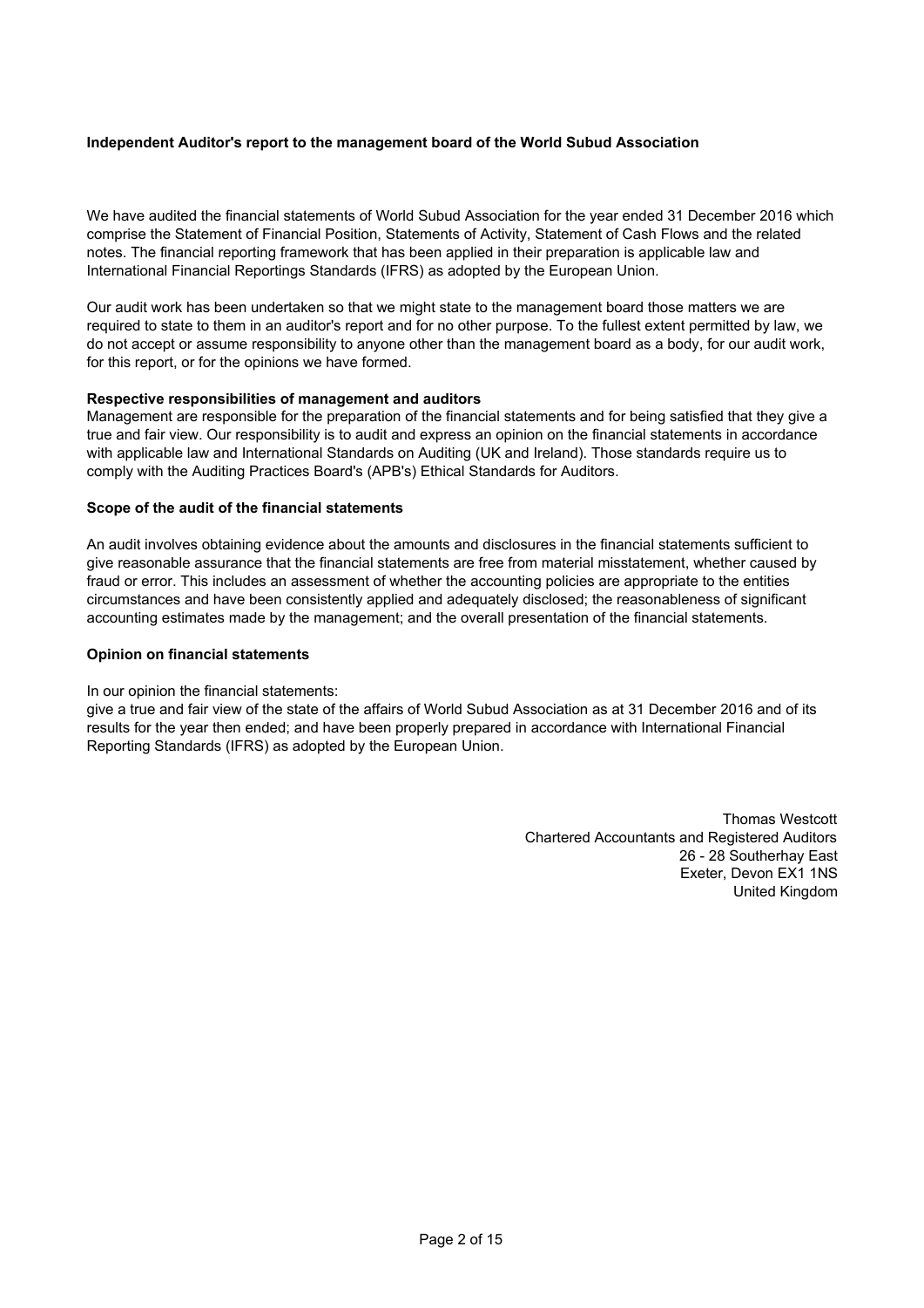**Independent Auditor's report to the management board of the World Subud Association**

We have audited the financial statements of World Subud Association for the year ended 31 December 2016 which comprise the Statement of Financial Position, Statements of Activity, Statement of Cash Flows and the related notes. The financial reporting framework that has been applied in their preparation is applicable law and International Financial Reportings Standards (IFRS) as adopted by the European Union.

Our audit work has been undertaken so that we might state to the management board those matters we are required to state to them in an auditor's report and for no other purpose. To the fullest extent permitted by law, we do not accept or assume responsibility to anyone other than the management board as a body, for our audit work, for this report, or for the opinions we have formed.

**Respective responsibilities of management and auditors**

Management are responsible for the preparation of the financial statements and for being satisfied that they give a true and fair view. Our responsibility is to audit and express an opinion on the financial statements in accordance with applicable law and International Standards on Auditing (UK and Ireland). Those standards require us to comply with the Auditing Practices Board's (APB's) Ethical Standards for Auditors.

**Scope of the audit of the financial statements**

An audit involves obtaining evidence about the amounts and disclosures in the financial statements sufficient to give reasonable assurance that the financial statements are free from material misstatement, whether caused by fraud or error. This includes an assessment of whether the accounting policies are appropriate to the entities circumstances and have been consistently applied and adequately disclosed; the reasonableness of significant accounting estimates made by the management; and the overall presentation of the financial statements.

**Opinion on financial statements**

In our opinion the financial statements:
give a true and fair view of the state of the affairs of World Subud Association as at 31 December 2016 and of its results for the year then ended; and have been properly prepared in accordance with International Financial Reporting Standards (IFRS) as adopted by the European Union.

Thomas Westcott
Chartered Accountants and Registered Auditors
26 - 28 Southerhay East
Exeter, Devon EX1 1NS
United Kingdom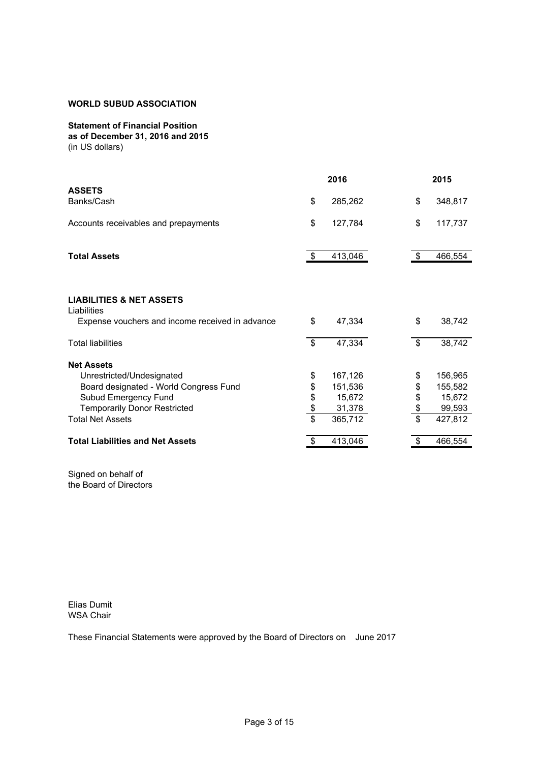**WORLD SUBUD ASSOCIATION**

**Statement of Financial Position**
**as of December 31, 2016 and 2015**
(in US dollars)

| | 2016 | 2015 |
|---|---|---|
| **ASSETS** | | |
| Banks/Cash | $ 285,262 | $ 348,817 |
| Accounts receivables and prepayments | $ 127,784 | $ 117,737 |
| **Total Assets** | $ 413,046 | $ 466,554 |
| | | |
| **LIABILITIES & NET ASSETS** | | |
| Liabilities | | |
| Expense vouchers and income received in advance | $ 47,334 | $ 38,742 |
| Total liabilities | $ 47,334 | $ 38,742 |
| **Net Assets** | | |
| Unrestricted/Undesignated | $ 167,126 | $ 156,965 |
| Board designated - World Congress Fund | $ 151,536 | $ 155,582 |
| Subud Emergency Fund | $ 15,672 | $ 15,672 |
| Temporarily Donor Restricted | $ 31,378 | $ 99,593 |
| Total Net Assets | $ 365,712 | $ 427,812 |
| **Total Liabilities and Net Assets** | $ 413,046 | $ 466,554 |

Signed on behalf of
the Board of Directors

Elias Dumit
WSA Chair

These Financial Statements were approved by the Board of Directors on June 2017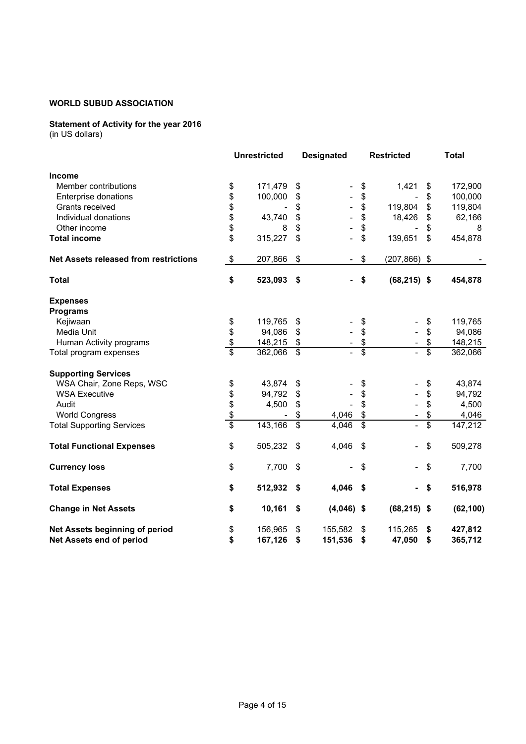**WORLD SUBUD ASSOCIATION**

**Statement of Activity for the year 2016**
(in US dollars)

| | Unrestricted | Designated | Restricted | Total |
|---|---|---|---|---|
| **Income** | | | | |
| Member contributions | $ 171,479 | $ - | $ 1,421 | $ 172,900 |
| Enterprise donations | $ 100,000 | $ - | $ - | $ 100,000 |
| Grants received | $ - | $ - | $ 119,804 | $ 119,804 |
| Individual donations | $ 43,740 | $ - | $ 18,426 | $ 62,166 |
| Other income | $ 8 | $ - | $ - | $ 8 |
| **Total income** | $ 315,227 | $ - | $ 139,651 | $ 454,878 |
| **Net Assets released from restrictions** | $ 207,866 | $ - | $ (207,866) | $ - |
| **Total** | **$ 523,093** | **$ -** | **$ (68,215)** | **$ 454,878** |
| **Expenses** | | | | |
| **Programs** | | | | |
| Kejiwaan | $ 119,765 | $ - | $ - | $ 119,765 |
| Media Unit | $ 94,086 | $ - | $ - | $ 94,086 |
| Human Activity programs | $ 148,215 | $ - | $ - | $ 148,215 |
| Total program expenses | $ 362,066 | $ - | $ - | $ 362,066 |
| **Supporting Services** | | | | |
| WSA Chair, Zone Reps, WSC | $ 43,874 | $ - | $ - | $ 43,874 |
| WSA Executive | $ 94,792 | $ - | $ - | $ 94,792 |
| Audit | $ 4,500 | $ - | $ - | $ 4,500 |
| World Congress | $ - | $ 4,046 | $ - | $ 4,046 |
| Total Supporting Services | $ 143,166 | $ 4,046 | $ - | $ 147,212 |
| **Total Functional Expenses** | $ 505,232 | $ 4,046 | $ - | $ 509,278 |
| **Currency loss** | $ 7,700 | $ - | $ - | $ 7,700 |
| **Total Expenses** | **$ 512,932** | **$ 4,046** | **$ -** | **$ 516,978** |
| **Change in Net Assets** | **$ 10,161** | **$ (4,046)** | **$ (68,215)** | **$ (62,100)** |
| **Net Assets beginning of period** | $ 156,965 | $ 155,582 | $ 115,265 | **$ 427,812** |
| **Net Assets end of period** | **$ 167,126** | **$ 151,536** | **$ 47,050** | **$ 365,712** |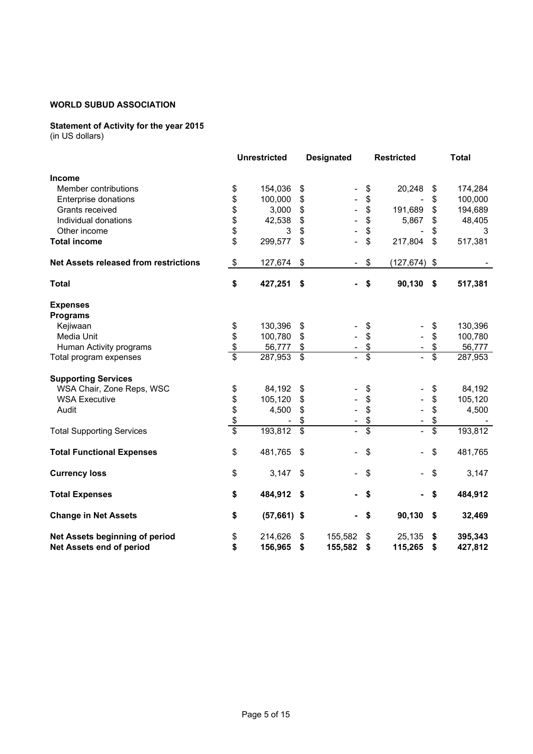**WORLD SUBUD ASSOCIATION**

**Statement of Activity for the year 2015**
(in US dollars)

| | Unrestricted | Designated | Restricted | Total |
|---|---|---|---|---|
| **Income** | | | | |
| Member contributions | $ 154,036 | $ - | $ 20,248 | $ 174,284 |
| Enterprise donations | $ 100,000 | $ - | $ - | $ 100,000 |
| Grants received | $ 3,000 | $ - | $ 191,689 | $ 194,689 |
| Individual donations | $ 42,538 | $ - | $ 5,867 | $ 48,405 |
| Other income | $ 3 | $ - | $ - | $ 3 |
| **Total income** | $ 299,577 | $ - | $ 217,804 | $ 517,381 |
| **Net Assets released from restrictions** | $ 127,674 | $ - | $ (127,674) | $ - |
| **Total** | **$ 427,251** | **$ -** | **$ 90,130** | **$ 517,381** |
| **Expenses** | | | | |
| **Programs** | | | | |
| Kejiwaan | $ 130,396 | $ - | $ - | $ 130,396 |
| Media Unit | $ 100,780 | $ - | $ - | $ 100,780 |
| Human Activity programs | $ 56,777 | $ - | $ - | $ 56,777 |
| Total program expenses | $ 287,953 | $ - | $ - | $ 287,953 |
| **Supporting Services** | | | | |
| WSA Chair, Zone Reps, WSC | $ 84,192 | $ - | $ - | $ 84,192 |
| WSA Executive | $ 105,120 | $ - | $ - | $ 105,120 |
| Audit | $ 4,500 | $ - | $ - | $ 4,500 |
| | $ - | $ - | $ - | $ - |
| Total Supporting Services | $ 193,812 | $ - | $ - | $ 193,812 |
| **Total Functional Expenses** | $ 481,765 | $ - | $ - | $ 481,765 |
| **Currency loss** | $ 3,147 | $ - | $ - | $ 3,147 |
| **Total Expenses** | **$ 484,912** | **$ -** | **$ -** | **$ 484,912** |
| **Change in Net Assets** | **$ (57,661)** | **$ -** | **$ 90,130** | **$ 32,469** |
| **Net Assets beginning of period** | $ 214,626 | $ 155,582 | $ 25,135 | **$ 395,343** |
| **Net Assets end of period** | **$ 156,965** | **$ 155,582** | **$ 115,265** | **$ 427,812** |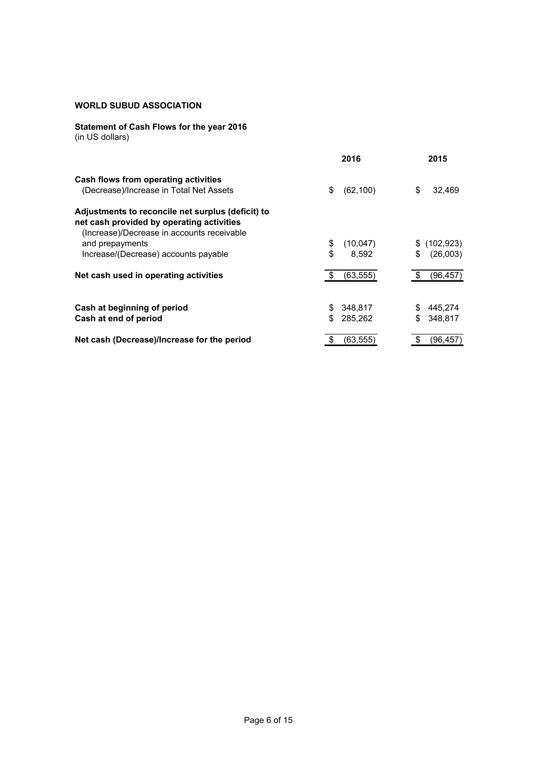**WORLD SUBUD ASSOCIATION**

**Statement of Cash Flows for the year 2016**
(in US dollars)

| | 2016 | 2015 |
|---|---|---|
| **Cash flows from operating activities** | | |
| (Decrease)/Increase in Total Net Assets | $ (62,100) | $ 32,469 |
| **Adjustments to reconcile net surplus (deficit) to net cash provided by operating activities** | | |
| (Increase)/Decrease in accounts receivable and prepayments | $ (10,047) | $ (102,923) |
| Increase/(Decrease) accounts payable | $ 8,592 | $ (26,003) |
| **Net cash used in operating activities** | $ (63,555) | $ (96,457) |
| | | |
| **Cash at beginning of period** | $ 348,817 | $ 445,274 |
| **Cash at end of period** | $ 285,262 | $ 348,817 |
| | | |
| **Net cash (Decrease)/Increase for the period** | $ (63,555) | $ (96,457) |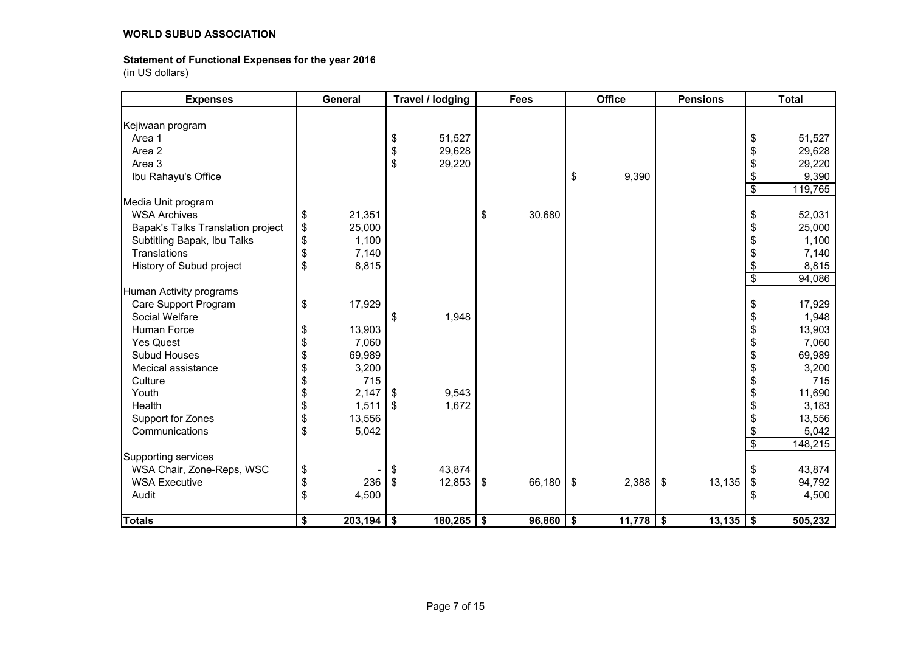**WORLD SUBUD ASSOCIATION**

**Statement of Functional Expenses for the year 2016**
(in US dollars)

| Expenses | General | Travel / lodging | Fees | Office | Pensions | Total |
|---|---|---|---|---|---|---|
| Kejiwaan program | | | | | | |
| Area 1 | | $ 51,527 | | | | $ 51,527 |
| Area 2 | | $ 29,628 | | | | $ 29,628 |
| Area 3 | | $ 29,220 | | | | $ 29,220 |
| Ibu Rahayu's Office | | | | $ 9,390 | | $ 9,390 |
| | | | | | | $ 119,765 |
| Media Unit program | | | | | | |
| WSA Archives | $ 21,351 | | $ 30,680 | | | $ 52,031 |
| Bapak's Talks Translation project | $ 25,000 | | | | | $ 25,000 |
| Subtitling Bapak, Ibu Talks | $ 1,100 | | | | | $ 1,100 |
| Translations | $ 7,140 | | | | | $ 7,140 |
| History of Subud project | $ 8,815 | | | | | $ 8,815 |
| | | | | | | $ 94,086 |
| Human Activity programs | | | | | | |
| Care Support Program | $ 17,929 | | | | | $ 17,929 |
| Social Welfare | | $ 1,948 | | | | $ 1,948 |
| Human Force | $ 13,903 | | | | | $ 13,903 |
| Yes Quest | $ 7,060 | | | | | $ 7,060 |
| Subud Houses | $ 69,989 | | | | | $ 69,989 |
| Mecical assistance | $ 3,200 | | | | | $ 3,200 |
| Culture | $ 715 | | | | | $ 715 |
| Youth | $ 2,147 | $ 9,543 | | | | $ 11,690 |
| Health | $ 1,511 | $ 1,672 | | | | $ 3,183 |
| Support for Zones | $ 13,556 | | | | | $ 13,556 |
| Communications | $ 5,042 | | | | | $ 5,042 |
| | | | | | | $ 148,215 |
| Supporting services | | | | | | |
| WSA Chair, Zone-Reps, WSC | $ - | $ 43,874 | | | | $ 43,874 |
| WSA Executive | $ 236 | $ 12,853 | $ 66,180 | $ 2,388 | $ 13,135 | $ 94,792 |
| Audit | $ 4,500 | | | | | $ 4,500 |
| **Totals** | **$ 203,194** | **$ 180,265** | **$ 96,860** | **$ 11,778** | **$ 13,135** | **$ 505,232** |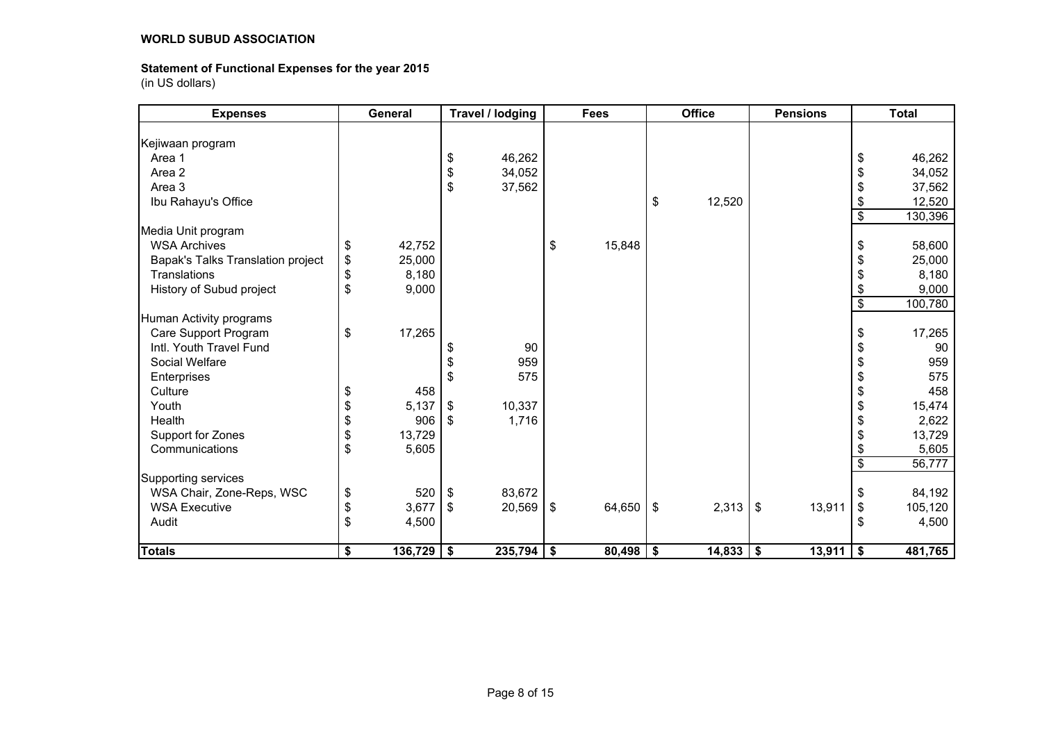**WORLD SUBUD ASSOCIATION**

**Statement of Functional Expenses for the year 2015**
(in US dollars)

| Expenses | General | Travel / lodging | Fees | Office | Pensions | Total |
|---|---|---|---|---|---|---|
| Kejiwaan program | | | | | | |
| Area 1 | | $ 46,262 | | | | $ 46,262 |
| Area 2 | | $ 34,052 | | | | $ 34,052 |
| Area 3 | | $ 37,562 | | | | $ 37,562 |
| Ibu Rahayu's Office | | | | $ 12,520 | | $ 12,520 |
| | | | | | | $ 130,396 |
| Media Unit program | | | | | | |
| WSA Archives | $ 42,752 | | $ 15,848 | | | $ 58,600 |
| Bapak's Talks Translation project | $ 25,000 | | | | | $ 25,000 |
| Translations | $ 8,180 | | | | | $ 8,180 |
| History of Subud project | $ 9,000 | | | | | $ 9,000 |
| | | | | | | $ 100,780 |
| Human Activity programs | | | | | | |
| Care Support Program | $ 17,265 | | | | | $ 17,265 |
| Intl. Youth Travel Fund | | $ 90 | | | | $ 90 |
| Social Welfare | | $ 959 | | | | $ 959 |
| Enterprises | | $ 575 | | | | $ 575 |
| Culture | $ 458 | | | | | $ 458 |
| Youth | $ 5,137 | $ 10,337 | | | | $ 15,474 |
| Health | $ 906 | $ 1,716 | | | | $ 2,622 |
| Support for Zones | $ 13,729 | | | | | $ 13,729 |
| Communications | $ 5,605 | | | | | $ 5,605 |
| | | | | | | $ 56,777 |
| Supporting services | | | | | | |
| WSA Chair, Zone-Reps, WSC | $ 520 | $ 83,672 | | | | $ 84,192 |
| WSA Executive | $ 3,677 | $ 20,569 | $ 64,650 | $ 2,313 | $ 13,911 | $ 105,120 |
| Audit | $ 4,500 | | | | | $ 4,500 |
| **Totals** | **$ 136,729** | **$ 235,794** | **$ 80,498** | **$ 14,833** | **$ 13,911** | **$ 481,765** |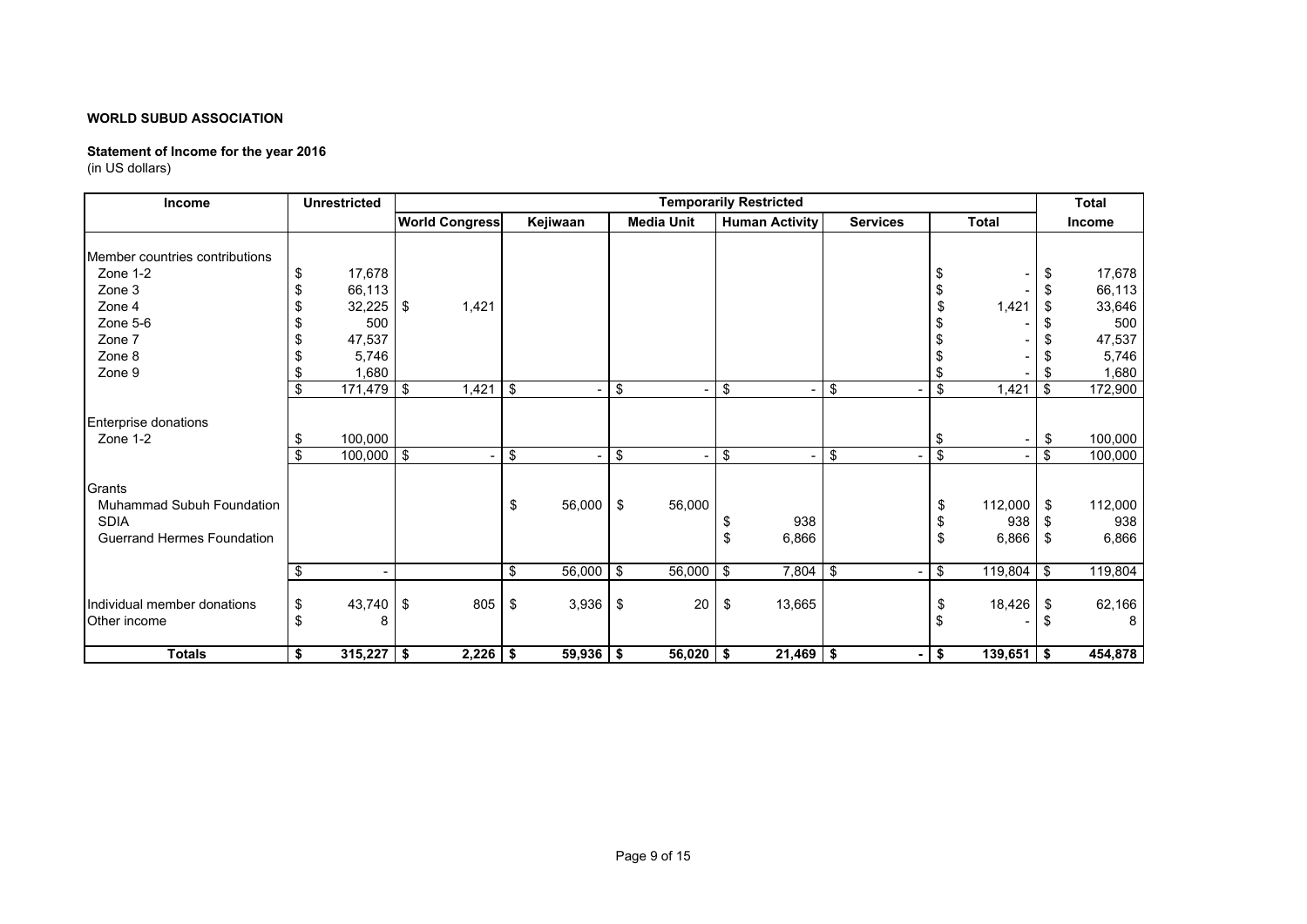**WORLD SUBUD ASSOCIATION**

**Statement of Income for the year 2016**
(in US dollars)

| Income | Unrestricted | Temporarily Restricted | | | | | | Total |
|---|---|---|---|---|---|---|---|---|
| | | World Congress | Kejiwaan | Media Unit | Human Activity | Services | Total | Income |
| Member countries contributions | | | | | | | | |
| Zone 1-2 | $ 17,678 | | | | | | $ - | $ 17,678 |
| Zone 3 | $ 66,113 | | | | | | $ - | $ 66,113 |
| Zone 4 | $ 32,225 | $ 1,421 | | | | | $ 1,421 | $ 33,646 |
| Zone 5-6 | $ 500 | | | | | | $ - | $ 500 |
| Zone 7 | $ 47,537 | | | | | | $ - | $ 47,537 |
| Zone 8 | $ 5,746 | | | | | | $ - | $ 5,746 |
| Zone 9 | $ 1,680 | | | | | | $ - | $ 1,680 |
| | $ 171,479 | $ 1,421 | $ - | $ - | $ - | $ - | $ 1,421 | $ 172,900 |
| Enterprise donations | | | | | | | | |
| Zone 1-2 | $ 100,000 | | | | | | $ - | $ 100,000 |
| | $ 100,000 | $ - | $ - | $ - | $ - | $ - | $ - | $ 100,000 |
| Grants | | | | | | | | |
| Muhammad Subuh Foundation | | | $ 56,000 | $ 56,000 | | | $ 112,000 | $ 112,000 |
| SDIA | | | | | $ 938 | | $ 938 | $ 938 |
| Guerrand Hermes Foundation | | | | | $ 6,866 | | $ 6,866 | $ 6,866 |
| | $ - | | $ 56,000 | $ 56,000 | $ 7,804 | $ - | $ 119,804 | $ 119,804 |
| Individual member donations | $ 43,740 | $ 805 | $ 3,936 | $ 20 | $ 13,665 | | $ 18,426 | $ 62,166 |
| Other income | $ 8 | | | | | | $ - | $ 8 |
| **Totals** | **$ 315,227** | **$ 2,226** | **$ 59,936** | **$ 56,020** | **$ 21,469** | **$ -** | **$ 139,651** | **$ 454,878** |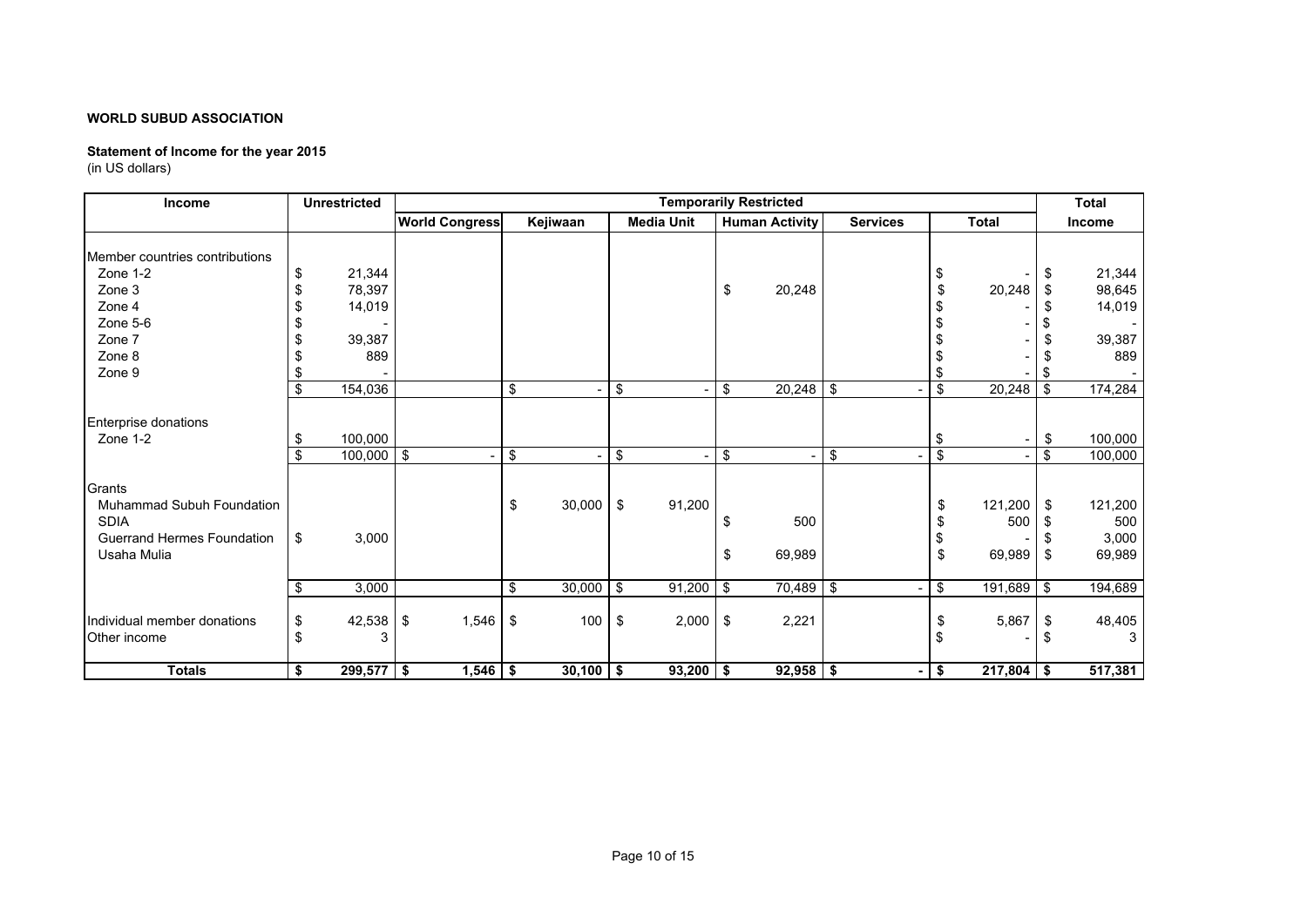**WORLD SUBUD ASSOCIATION**

**Statement of Income for the year 2015**
(in US dollars)

| Income | Unrestricted | Temporarily Restricted | | | | | | Total |
|---|---|---|---|---|---|---|---|---|
| | | World Congress | Kejiwaan | Media Unit | Human Activity | Services | Total | Income |
| Member countries contributions | | | | | | | | |
| Zone 1-2 | $ 21,344 | | | | | | $ - | $ 21,344 |
| Zone 3 | $ 78,397 | | | | $ 20,248 | | $ 20,248 | $ 98,645 |
| Zone 4 | $ 14,019 | | | | | | $ - | $ 14,019 |
| Zone 5-6 | $ - | | | | | | $ - | $ - |
| Zone 7 | $ 39,387 | | | | | | $ - | $ 39,387 |
| Zone 8 | $ 889 | | | | | | $ - | $ 889 |
| Zone 9 | $ - | | | | | | $ - | $ - |
| | $ 154,036 | | $ - | $ - | $ 20,248 | $ - | $ 20,248 | $ 174,284 |
| Enterprise donations | | | | | | | | |
| Zone 1-2 | $ 100,000 | | | | | | $ - | $ 100,000 |
| | $ 100,000 | $ - | $ - | $ - | $ - | $ - | $ - | $ 100,000 |
| Grants | | | | | | | | |
| Muhammad Subuh Foundation | | | $ 30,000 | $ 91,200 | | | $ 121,200 | $ 121,200 |
| SDIA | | | | | $ 500 | | $ 500 | $ 500 |
| Guerrand Hermes Foundation | $ 3,000 | | | | | | $ - | $ 3,000 |
| Usaha Mulia | | | | | $ 69,989 | | $ 69,989 | $ 69,989 |
| | $ 3,000 | | $ 30,000 | $ 91,200 | $ 70,489 | $ - | $ 191,689 | $ 194,689 |
| Individual member donations | $ 42,538 | $ 1,546 | $ 100 | $ 2,000 | $ 2,221 | | $ 5,867 | $ 48,405 |
| Other income | $ 3 | | | | | | $ - | $ 3 |
| **Totals** | **$ 299,577** | **$ 1,546** | **$ 30,100** | **$ 93,200** | **$ 92,958** | **$ -** | **$ 217,804** | **$ 517,381** |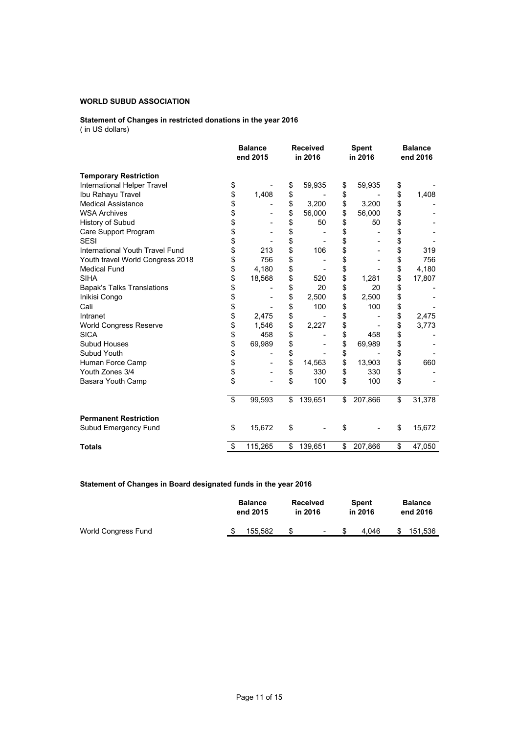**WORLD SUBUD ASSOCIATION**

**Statement of Changes in restricted donations in the year 2016**
( in US dollars)

| | Balance end 2015 | Received in 2016 | Spent in 2016 | Balance end 2016 |
|---|---|---|---|---|
| **Temporary Restriction** | | | | |
| International Helper Travel | $ - | $ 59,935 | $ 59,935 | $ - |
| Ibu Rahayu Travel | $ 1,408 | $ - | $ - | $ 1,408 |
| Medical Assistance | $ - | $ 3,200 | $ 3,200 | $ - |
| WSA Archives | $ - | $ 56,000 | $ 56,000 | $ - |
| History of Subud | $ - | $ 50 | $ 50 | $ - |
| Care Support Program | $ - | $ - | $ - | $ - |
| SESI | $ - | $ - | $ - | $ - |
| International Youth Travel Fund | $ 213 | $ 106 | $ - | $ 319 |
| Youth travel World Congress 2018 | $ 756 | $ - | $ - | $ 756 |
| Medical Fund | $ 4,180 | $ - | $ - | $ 4,180 |
| SIHA | $ 18,568 | $ 520 | $ 1,281 | $ 17,807 |
| Bapak's Talks Translations | $ - | $ 20 | $ 20 | $ - |
| Inikisi Congo | $ - | $ 2,500 | $ 2,500 | $ - |
| Cali | $ - | $ 100 | $ 100 | $ - |
| Intranet | $ 2,475 | $ - | $ - | $ 2,475 |
| World Congress Reserve | $ 1,546 | $ 2,227 | $ - | $ 3,773 |
| SICA | $ 458 | $ - | $ 458 | $ - |
| Subud Houses | $ 69,989 | $ - | $ 69,989 | $ - |
| Subud Youth | $ - | $ - | $ - | $ - |
| Human Force Camp | $ - | $ 14,563 | $ 13,903 | $ 660 |
| Youth Zones 3/4 | $ - | $ 330 | $ 330 | $ - |
| Basara Youth Camp | $ - | $ 100 | $ 100 | $ - |
| | $ 99,593 | $ 139,651 | $ 207,866 | $ 31,378 |
| **Permanent Restriction** | | | | |
| Subud Emergency Fund | $ 15,672 | $ - | $ - | $ 15,672 |
| **Totals** | $ 115,265 | $ 139,651 | $ 207,866 | $ 47,050 |

**Statement of Changes in Board designated funds in the year 2016**

| | Balance end 2015 | Received in 2016 | Spent in 2016 | Balance end 2016 |
|---|---|---|---|---|
| World Congress Fund | $ 155,582 | $ - | $ 4,046 | $ 151,536 |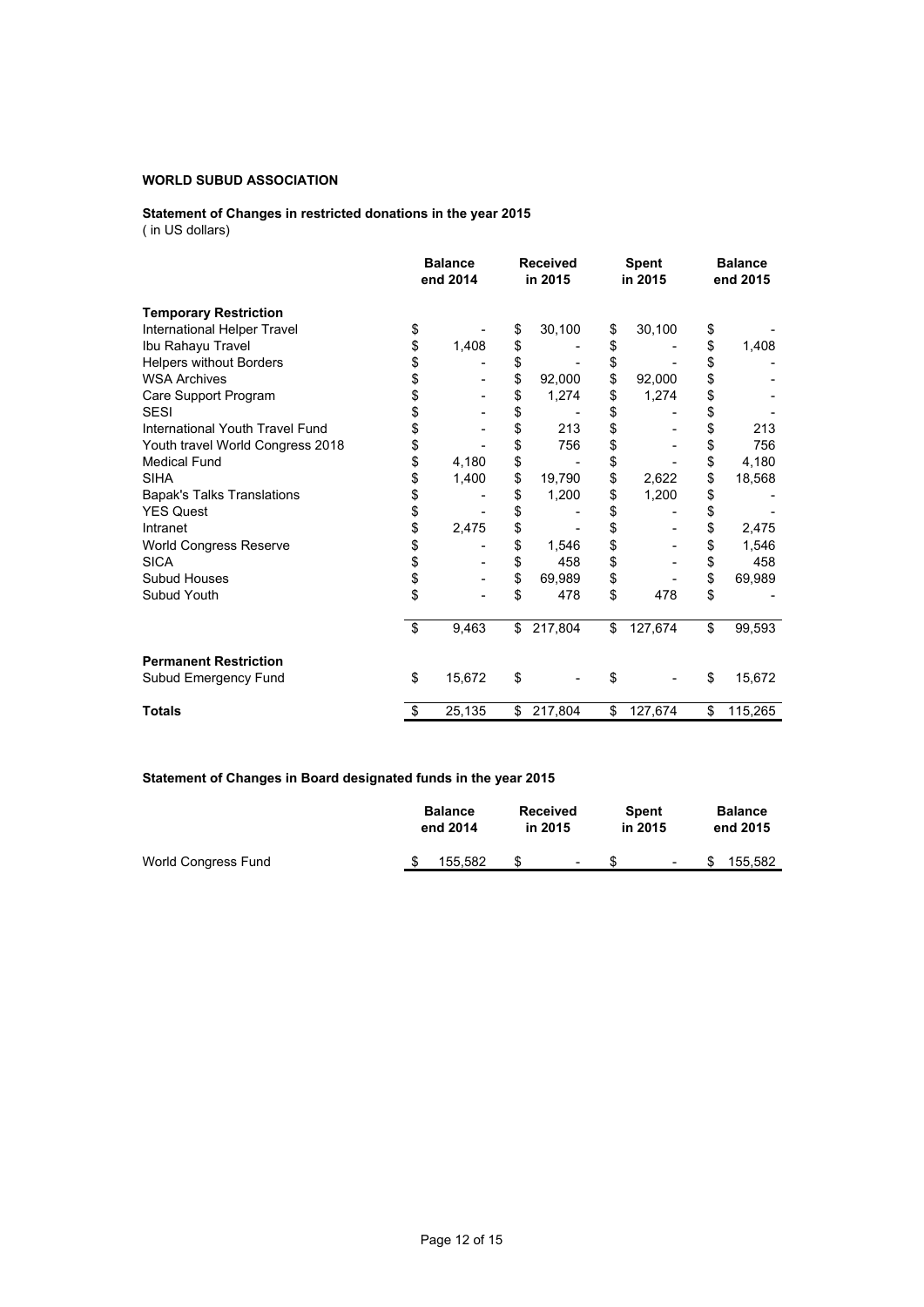**WORLD SUBUD ASSOCIATION**

**Statement of Changes in restricted donations in the year 2015**
( in US dollars)

| | Balance end 2014 | Received in 2015 | Spent in 2015 | Balance end 2015 |
|---|---|---|---|---|
| **Temporary Restriction** | | | | |
| International Helper Travel | $ - | $ 30,100 | $ 30,100 | $ - |
| Ibu Rahayu Travel | $ 1,408 | $ - | $ - | $ 1,408 |
| Helpers without Borders | $ - | $ - | $ - | $ - |
| WSA Archives | $ - | $ 92,000 | $ 92,000 | $ - |
| Care Support Program | $ - | $ 1,274 | $ 1,274 | $ - |
| SESI | $ - | $ - | $ - | $ - |
| International Youth Travel Fund | $ - | $ 213 | $ - | $ 213 |
| Youth travel World Congress 2018 | $ - | $ 756 | $ - | $ 756 |
| Medical Fund | $ 4,180 | $ - | $ - | $ 4,180 |
| SIHA | $ 1,400 | $ 19,790 | $ 2,622 | $ 18,568 |
| Bapak's Talks Translations | $ - | $ 1,200 | $ 1,200 | $ - |
| YES Quest | $ - | $ - | $ - | $ - |
| Intranet | $ 2,475 | $ - | $ - | $ 2,475 |
| World Congress Reserve | $ - | $ 1,546 | $ - | $ 1,546 |
| SICA | $ - | $ 458 | $ - | $ 458 |
| Subud Houses | $ - | $ 69,989 | $ - | $ 69,989 |
| Subud Youth | $ - | $ 478 | $ 478 | $ - |
| | $ 9,463 | $ 217,804 | $ 127,674 | $ 99,593 |
| **Permanent Restriction** | | | | |
| Subud Emergency Fund | $ 15,672 | $ - | $ - | $ 15,672 |
| **Totals** | $ 25,135 | $ 217,804 | $ 127,674 | $ 115,265 |

**Statement of Changes in Board designated funds in the year 2015**

| | Balance end 2014 | Received in 2015 | Spent in 2015 | Balance end 2015 |
|---|---|---|---|---|
| World Congress Fund | $ 155,582 | $ - | $ - | $ 155,582 |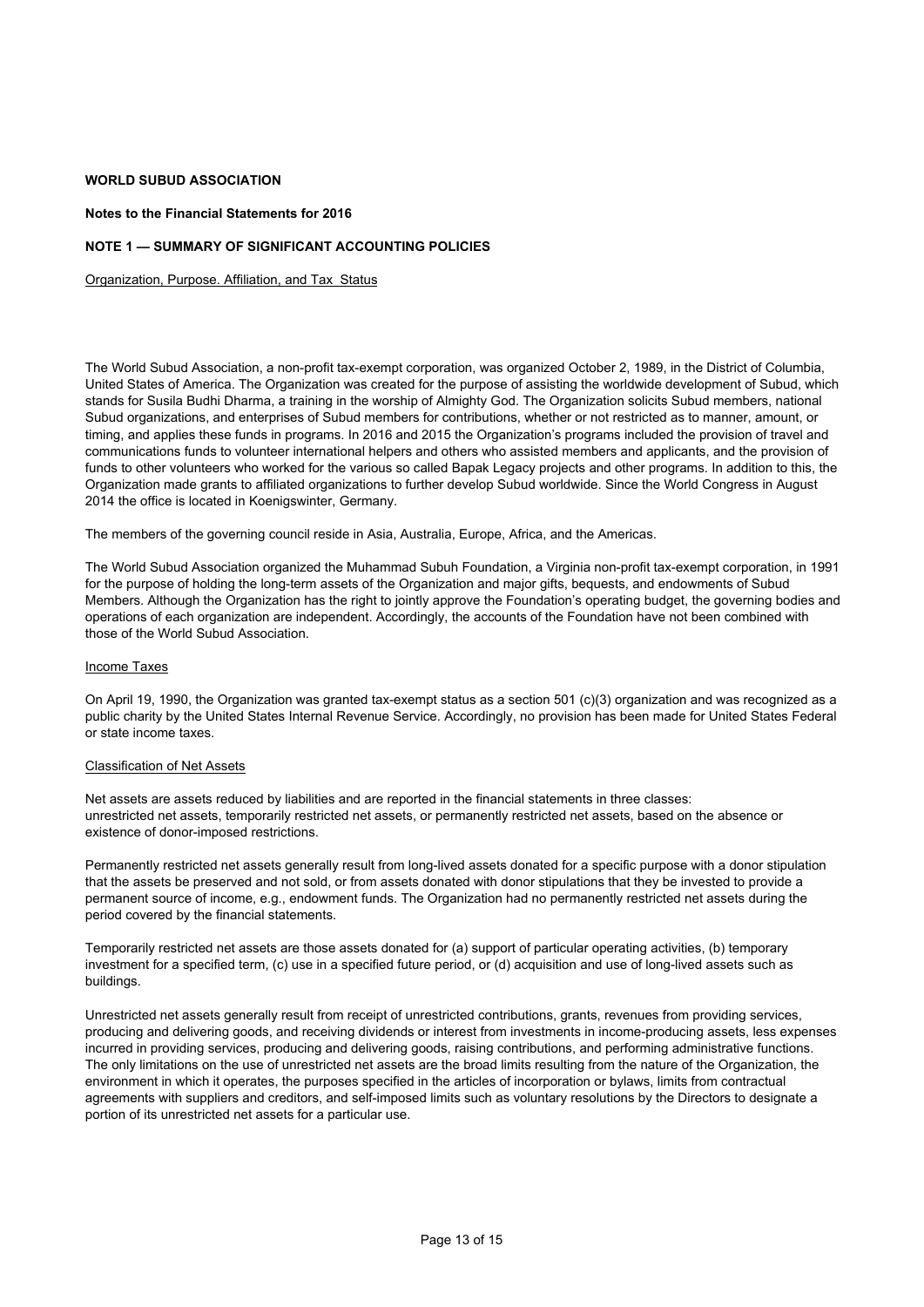**WORLD SUBUD ASSOCIATION**

**Notes to the Financial Statements for 2016**

**NOTE 1 — SUMMARY OF SIGNIFICANT ACCOUNTING POLICIES**

Organization, Purpose. Affiliation, and Tax Status

The World Subud Association, a non-profit tax-exempt corporation, was organized October 2, 1989, in the District of Columbia, United States of America. The Organization was created for the purpose of assisting the worldwide development of Subud, which stands for Susila Budhi Dharma, a training in the worship of Almighty God. The Organization solicits Subud members, national Subud organizations, and enterprises of Subud members for contributions, whether or not restricted as to manner, amount, or timing, and applies these funds in programs. In 2016 and 2015 the Organization's programs included the provision of travel and communications funds to volunteer international helpers and others who assisted members and applicants, and the provision of funds to other volunteers who worked for the various so called Bapak Legacy projects and other programs. In addition to this, the Organization made grants to affiliated organizations to further develop Subud worldwide. Since the World Congress in August 2014 the office is located in Koenigswinter, Germany.

The members of the governing council reside in Asia, Australia, Europe, Africa, and the Americas.

The World Subud Association organized the Muhammad Subuh Foundation, a Virginia non-profit tax-exempt corporation, in 1991 for the purpose of holding the long-term assets of the Organization and major gifts, bequests, and endowments of Subud Members. Although the Organization has the right to jointly approve the Foundation's operating budget, the governing bodies and operations of each organization are independent. Accordingly, the accounts of the Foundation have not been combined with those of the World Subud Association.

Income Taxes

On April 19, 1990, the Organization was granted tax-exempt status as a section 501 (c)(3) organization and was recognized as a public charity by the United States Internal Revenue Service. Accordingly, no provision has been made for United States Federal or state income taxes.

Classification of Net Assets

Net assets are assets reduced by liabilities and are reported in the financial statements in three classes: unrestricted net assets, temporarily restricted net assets, or permanently restricted net assets, based on the absence or existence of donor-imposed restrictions.

Permanently restricted net assets generally result from long-lived assets donated for a specific purpose with a donor stipulation that the assets be preserved and not sold, or from assets donated with donor stipulations that they be invested to provide a permanent source of income, e.g., endowment funds. The Organization had no permanently restricted net assets during the period covered by the financial statements.

Temporarily restricted net assets are those assets donated for (a) support of particular operating activities, (b) temporary investment for a specified term, (c) use in a specified future period, or (d) acquisition and use of long-lived assets such as buildings.

Unrestricted net assets generally result from receipt of unrestricted contributions, grants, revenues from providing services, producing and delivering goods, and receiving dividends or interest from investments in income-producing assets, less expenses incurred in providing services, producing and delivering goods, raising contributions, and performing administrative functions. The only limitations on the use of unrestricted net assets are the broad limits resulting from the nature of the Organization, the environment in which it operates, the purposes specified in the articles of incorporation or bylaws, limits from contractual agreements with suppliers and creditors, and self-imposed limits such as voluntary resolutions by the Directors to designate a portion of its unrestricted net assets for a particular use.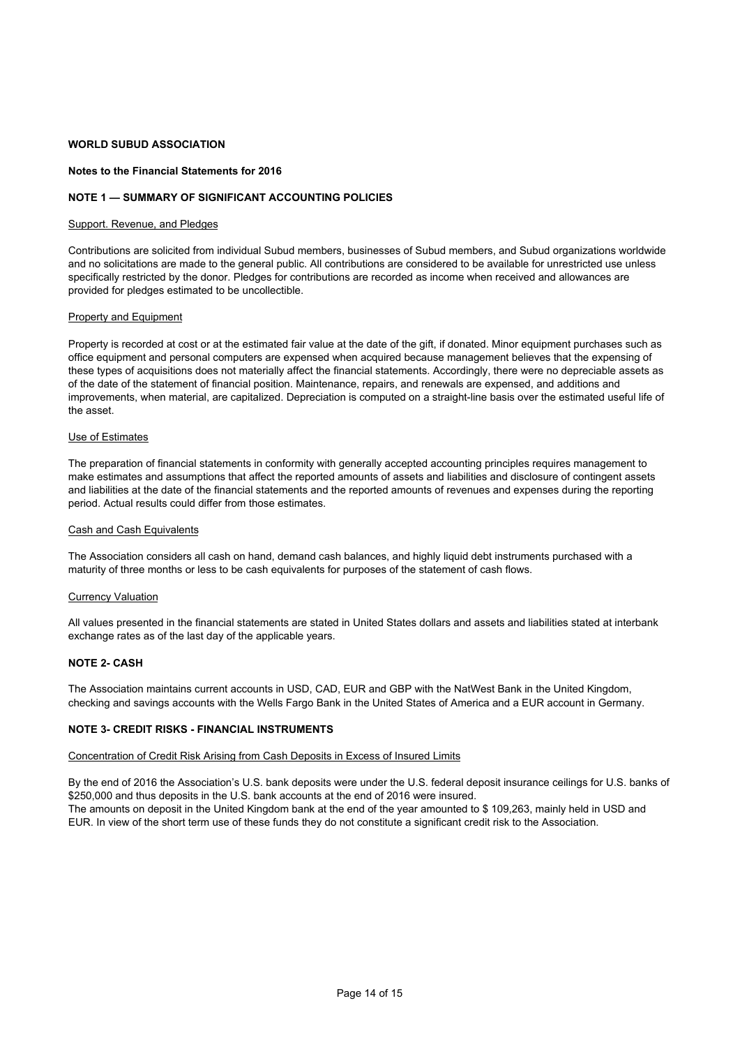**WORLD SUBUD ASSOCIATION**

**Notes to the Financial Statements for 2016**

**NOTE 1 — SUMMARY OF SIGNIFICANT ACCOUNTING POLICIES**

Support. Revenue, and Pledges

Contributions are solicited from individual Subud members, businesses of Subud members, and Subud organizations worldwide and no solicitations are made to the general public. All contributions are considered to be available for unrestricted use unless specifically restricted by the donor. Pledges for contributions are recorded as income when received and allowances are provided for pledges estimated to be uncollectible.

Property and Equipment

Property is recorded at cost or at the estimated fair value at the date of the gift, if donated. Minor equipment purchases such as office equipment and personal computers are expensed when acquired because management believes that the expensing of these types of acquisitions does not materially affect the financial statements. Accordingly, there were no depreciable assets as of the date of the statement of financial position. Maintenance, repairs, and renewals are expensed, and additions and improvements, when material, are capitalized. Depreciation is computed on a straight-line basis over the estimated useful life of the asset.

Use of Estimates

The preparation of financial statements in conformity with generally accepted accounting principles requires management to make estimates and assumptions that affect the reported amounts of assets and liabilities and disclosure of contingent assets and liabilities at the date of the financial statements and the reported amounts of revenues and expenses during the reporting period. Actual results could differ from those estimates.

Cash and Cash Equivalents

The Association considers all cash on hand, demand cash balances, and highly liquid debt instruments purchased with a maturity of three months or less to be cash equivalents for purposes of the statement of cash flows.

Currency Valuation

All values presented in the financial statements are stated in United States dollars and assets and liabilities stated at interbank exchange rates as of the last day of the applicable years.

**NOTE 2- CASH**

The Association maintains current accounts in USD, CAD, EUR and GBP with the NatWest Bank in the United Kingdom, checking and savings accounts with the Wells Fargo Bank in the United States of America and a EUR account in Germany.

**NOTE 3- CREDIT RISKS - FINANCIAL INSTRUMENTS**

Concentration of Credit Risk Arising from Cash Deposits in Excess of Insured Limits

By the end of 2016 the Association's U.S. bank deposits were under the U.S. federal deposit insurance ceilings for U.S. banks of $250,000 and thus deposits in the U.S. bank accounts at the end of 2016 were insured.
The amounts on deposit in the United Kingdom bank at the end of the year amounted to $ 109,263, mainly held in USD and EUR. In view of the short term use of these funds they do not constitute a significant credit risk to the Association.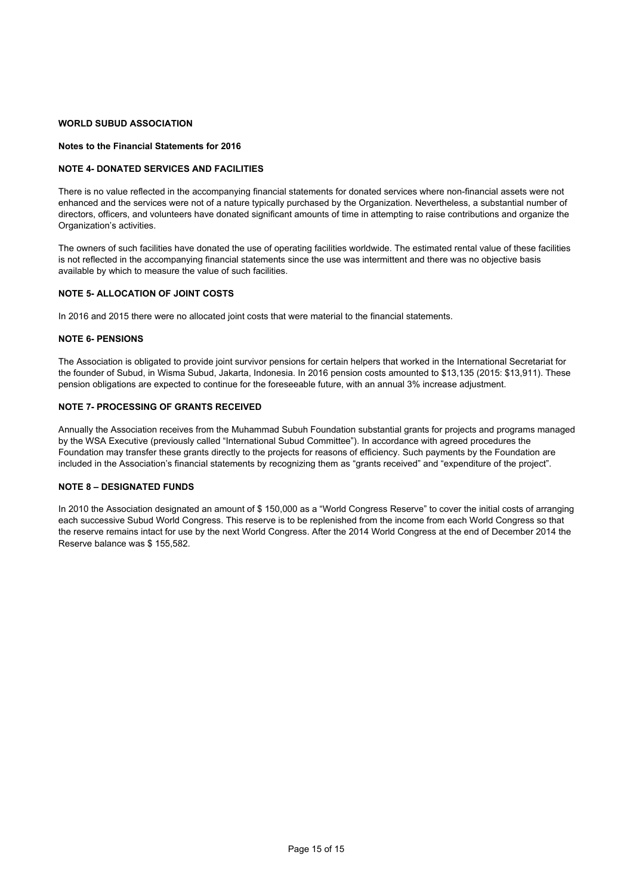**WORLD SUBUD ASSOCIATION**

**Notes to the Financial Statements for 2016**

**NOTE 4- DONATED SERVICES AND FACILITIES**

There is no value reflected in the accompanying financial statements for donated services where non-financial assets were not enhanced and the services were not of a nature typically purchased by the Organization. Nevertheless, a substantial number of directors, officers, and volunteers have donated significant amounts of time in attempting to raise contributions and organize the Organization's activities.

The owners of such facilities have donated the use of operating facilities worldwide. The estimated rental value of these facilities is not reflected in the accompanying financial statements since the use was intermittent and there was no objective basis available by which to measure the value of such facilities.

**NOTE 5- ALLOCATION OF JOINT COSTS**

In 2016 and 2015 there were no allocated joint costs that were material to the financial statements.

**NOTE 6- PENSIONS**

The Association is obligated to provide joint survivor pensions for certain helpers that worked in the International Secretariat for the founder of Subud, in Wisma Subud, Jakarta, Indonesia. In 2016 pension costs amounted to $13,135 (2015: $13,911). These pension obligations are expected to continue for the foreseeable future, with an annual 3% increase adjustment.

**NOTE 7- PROCESSING OF GRANTS RECEIVED**

Annually the Association receives from the Muhammad Subuh Foundation substantial grants for projects and programs managed by the WSA Executive (previously called "International Subud Committee"). In accordance with agreed procedures the Foundation may transfer these grants directly to the projects for reasons of efficiency. Such payments by the Foundation are included in the Association's financial statements by recognizing them as "grants received" and "expenditure of the project".

**NOTE 8 – DESIGNATED FUNDS**

In 2010 the Association designated an amount of $ 150,000 as a "World Congress Reserve" to cover the initial costs of arranging each successive Subud World Congress. This reserve is to be replenished from the income from each World Congress so that the reserve remains intact for use by the next World Congress. After the 2014 World Congress at the end of December 2014 the Reserve balance was $ 155,582.